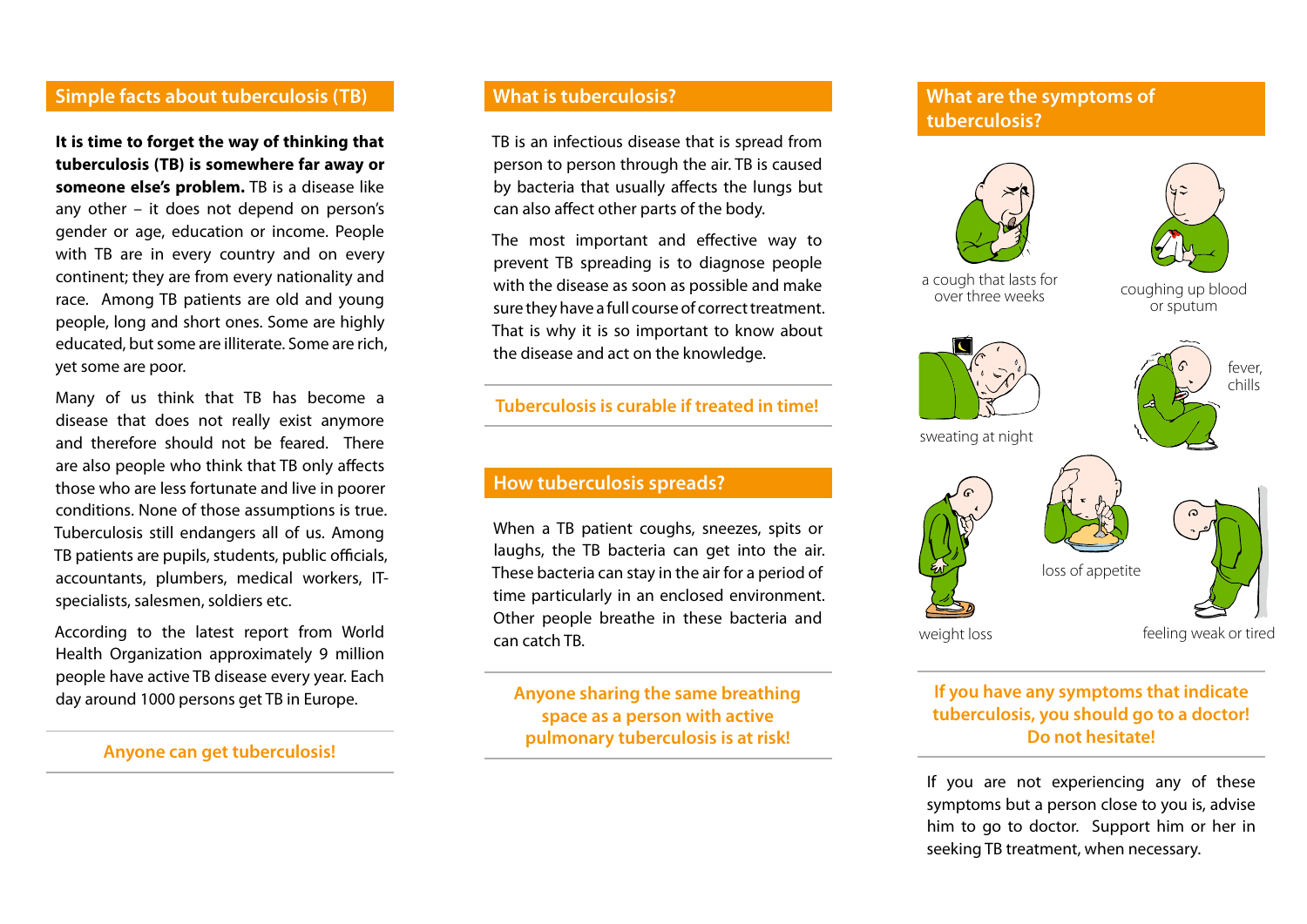## Simple facts about tuberculosis (TB)

**It is time to forget the way of thinking that tuberculosis (TB) is somewhere far away or someone else's problem.** TB is a disease like any other – it does not depend on person's gender or age, education or income. People with TB are in every country and on every continent; they are from every nationality and race. Among TB patients are old and young people, long and short ones. Some are highly educated, but some are illiterate. Some are rich, yet some are poor.

Many of us think that TB has become a disease that does not really exist anymore and therefore should not be feared. There are also people who think that TB only affects those who are less fortunate and live in poorer conditions. None of those assumptions is true. Tuberculosis still endangers all of us. Among TB patients are pupils, students, public officials, accountants, plumbers, medical workers, IT-specialists, salesmen, soldiers etc.

According to the latest report from World Health Organization approximately 9 million people have active TB disease every year. Each day around 1000 persons get TB in Europe.

**Anyone can get tuberculosis!**

## What is tuberculosis?

TB is an infectious disease that is spread from person to person through the air. TB is caused by bacteria that usually affects the lungs but can also affect other parts of the body.

The most important and effective way to prevent TB spreading is to diagnose people with the disease as soon as possible and make sure they have a full course of correct treatment. That is why it is so important to know about the disease and act on the knowledge.

**Tuberculosis is curable if treated in time!**

## How tuberculosis spreads?

When a TB patient coughs, sneezes, spits or laughs, the TB bacteria can get into the air. These bacteria can stay in the air for a period of time particularly in an enclosed environment. Other people breathe in these bacteria and can catch TB.

**Anyone sharing the same breathing space as a person with active pulmonary tuberculosis is at risk!**

## What are the symptoms of tuberculosis?

- a cough that lasts for over three weeks
- coughing up blood or sputum
- sweating at night
- fever, chills
- weight loss
- loss of appetite
- feeling weak or tired

**If you have any symptoms that indicate tuberculosis, you should go to a doctor! Do not hesitate!**

If you are not experiencing any of these symptoms but a person close to you is, advise him to go to doctor. Support him or her in seeking TB treatment, when necessary.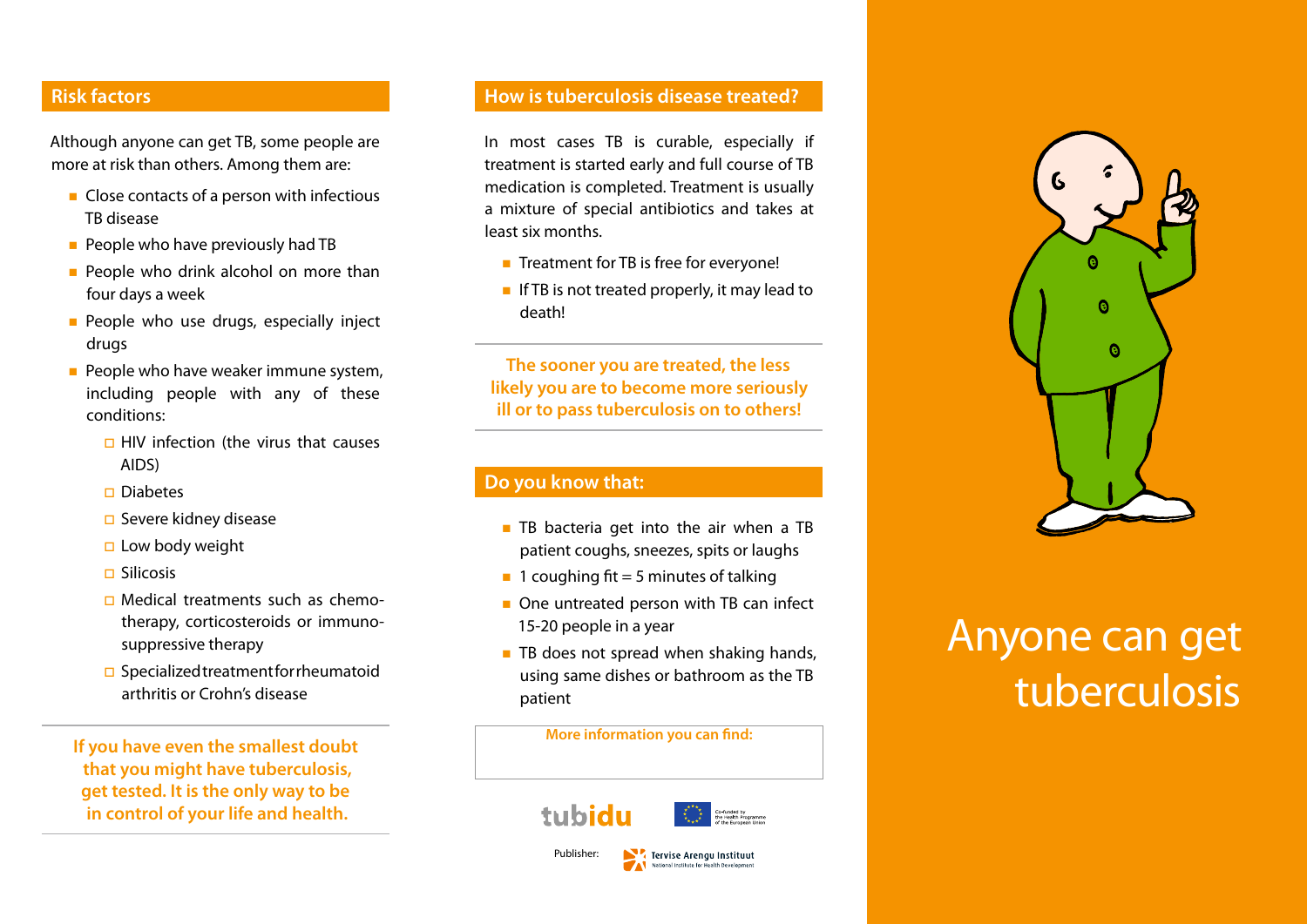## Risk factors

Although anyone can get TB, some people are more at risk than others. Among them are:

- Close contacts of a person with infectious TB disease
- People who have previously had TB
- People who drink alcohol on more than four days a week
- People who use drugs, especially inject drugs
- People who have weaker immune system, including people with any of these conditions:
  - HIV infection (the virus that causes AIDS)
  - Diabetes
  - Severe kidney disease
  - Low body weight
  - Silicosis
  - Medical treatments such as chemotherapy, corticosteroids or immunosuppressive therapy
  - Specialized treatment for rheumatoid arthritis or Crohn's disease

**If you have even the smallest doubt that you might have tuberculosis, get tested. It is the only way to be in control of your life and health.**

## How is tuberculosis disease treated?

In most cases TB is curable, especially if treatment is started early and full course of TB medication is completed. Treatment is usually a mixture of special antibiotics and takes at least six months.

- Treatment for TB is free for everyone!
- If TB is not treated properly, it may lead to death!

**The sooner you are treated, the less likely you are to become more seriously ill or to pass tuberculosis on to others!**

## Do you know that:

- TB bacteria get into the air when a TB patient coughs, sneezes, spits or laughs
- 1 coughing fit = 5 minutes of talking
- One untreated person with TB can infect 15-20 people in a year
- TB does not spread when shaking hands, using same dishes or bathroom as the TB patient

**More information you can find:**

tubidu

Co-funded by the Health Programme of the European Union

Publisher: Tervise Arengu Instituut National Institute for Health Development

# Anyone can get tuberculosis